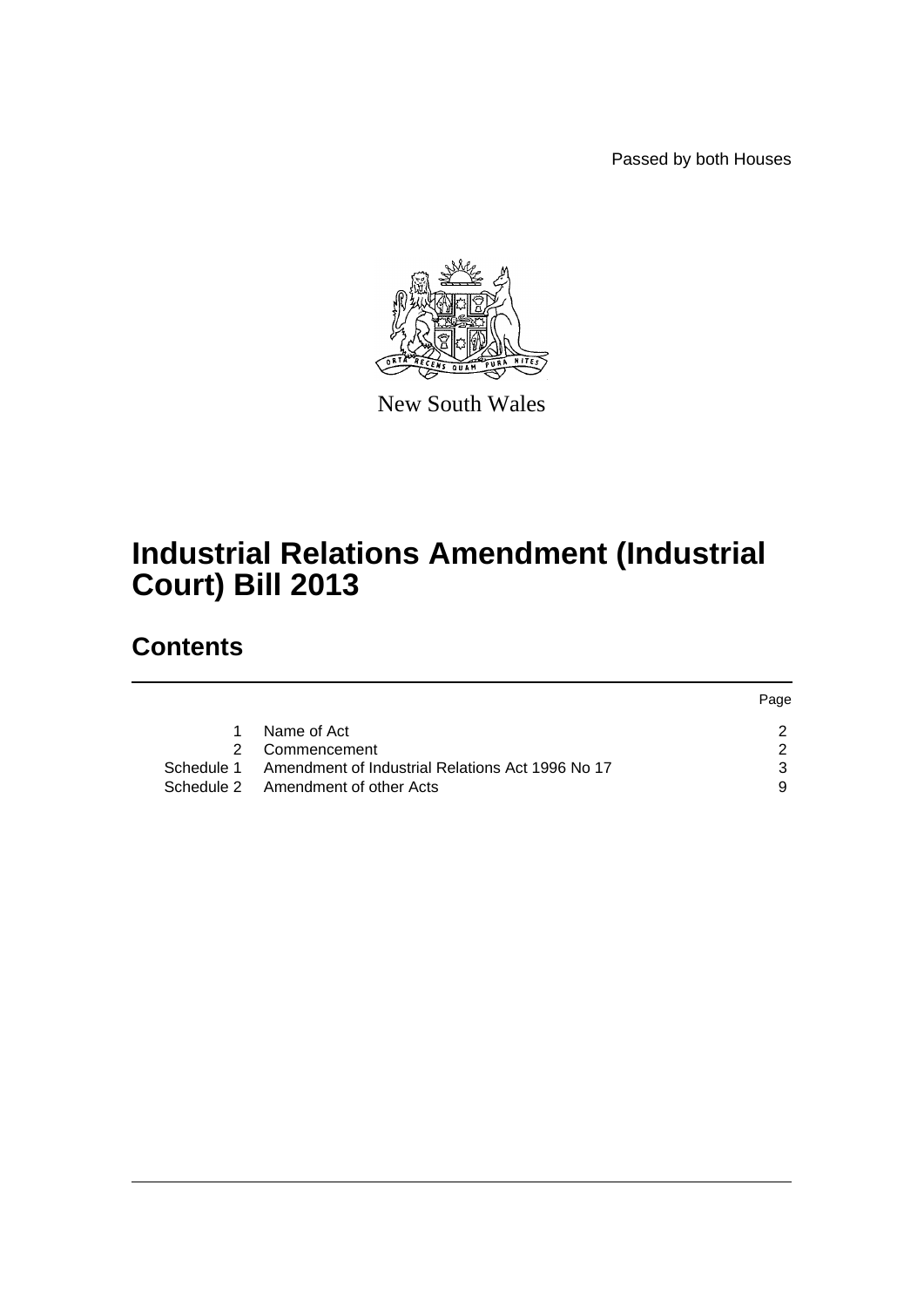Passed by both Houses

New South Wales

# Industrial Relations Amendment (Industrial Court) Bill 2013

## Contents

| | | Page |
|---|---|---|
| 1 | Name of Act | 2 |
| 2 | Commencement | 2 |
| Schedule 1 | Amendment of Industrial Relations Act 1996 No 17 | 3 |
| Schedule 2 | Amendment of other Acts | 9 |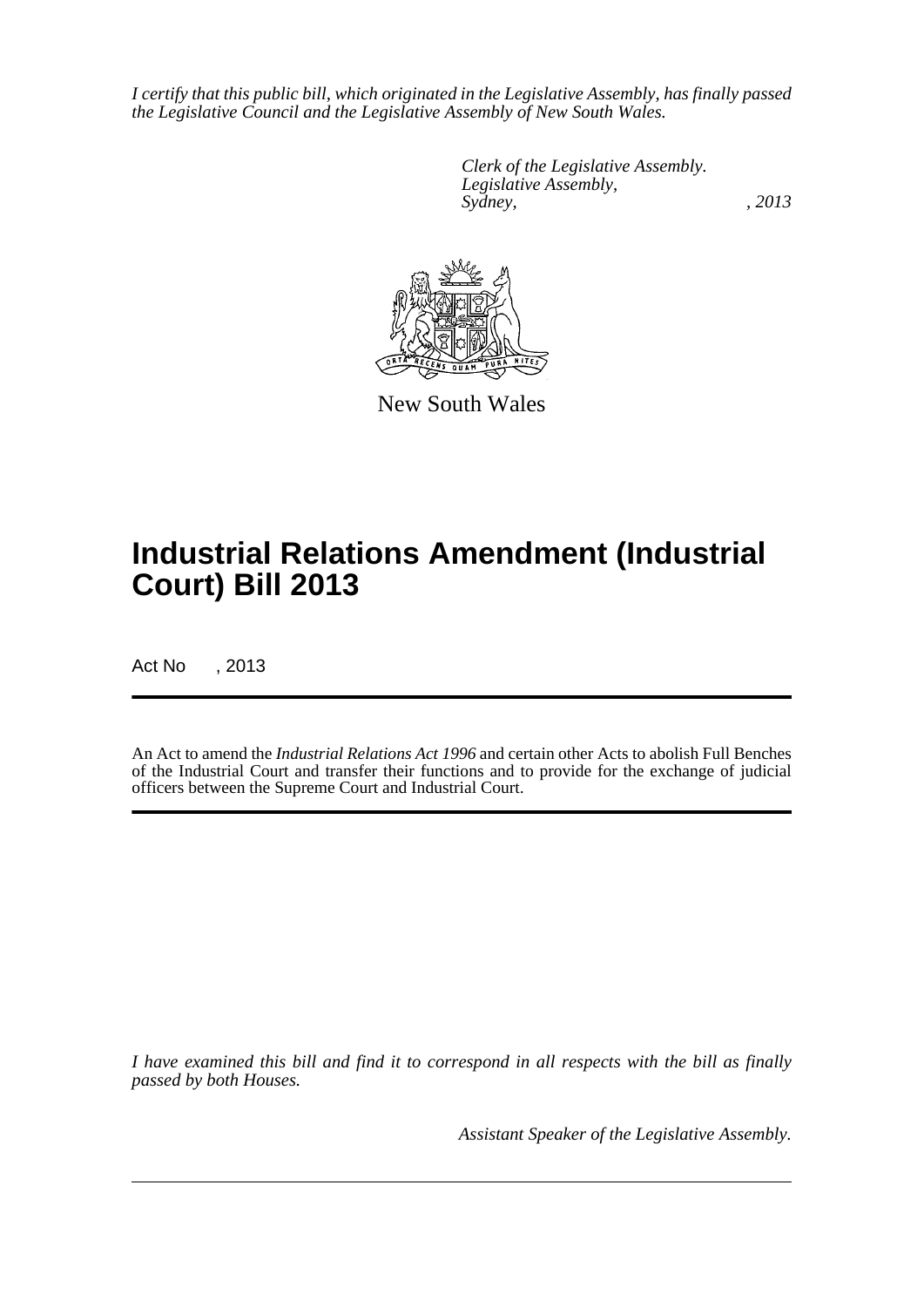*I certify that this public bill, which originated in the Legislative Assembly, has finally passed the Legislative Council and the Legislative Assembly of New South Wales.*

*Clerk of the Legislative Assembly.*
*Legislative Assembly,*
*Sydney, , 2013*

New South Wales

# Industrial Relations Amendment (Industrial Court) Bill 2013

Act No , 2013

An Act to amend the *Industrial Relations Act 1996* and certain other Acts to abolish Full Benches of the Industrial Court and transfer their functions and to provide for the exchange of judicial officers between the Supreme Court and Industrial Court.

*I have examined this bill and find it to correspond in all respects with the bill as finally passed by both Houses.*

*Assistant Speaker of the Legislative Assembly.*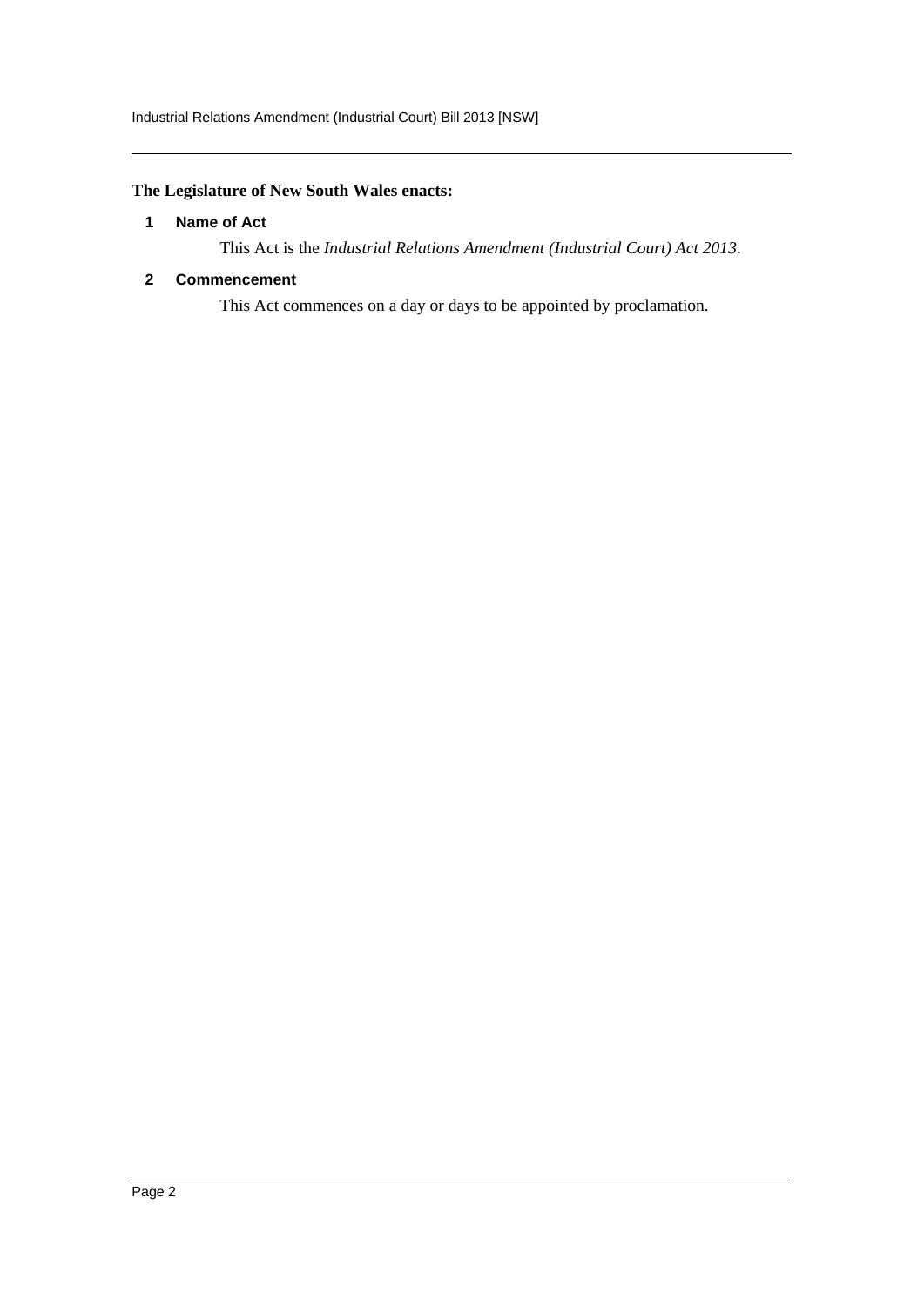**The Legislature of New South Wales enacts:**

**1 Name of Act**

This Act is the *Industrial Relations Amendment (Industrial Court) Act 2013*.

**2 Commencement**

This Act commences on a day or days to be appointed by proclamation.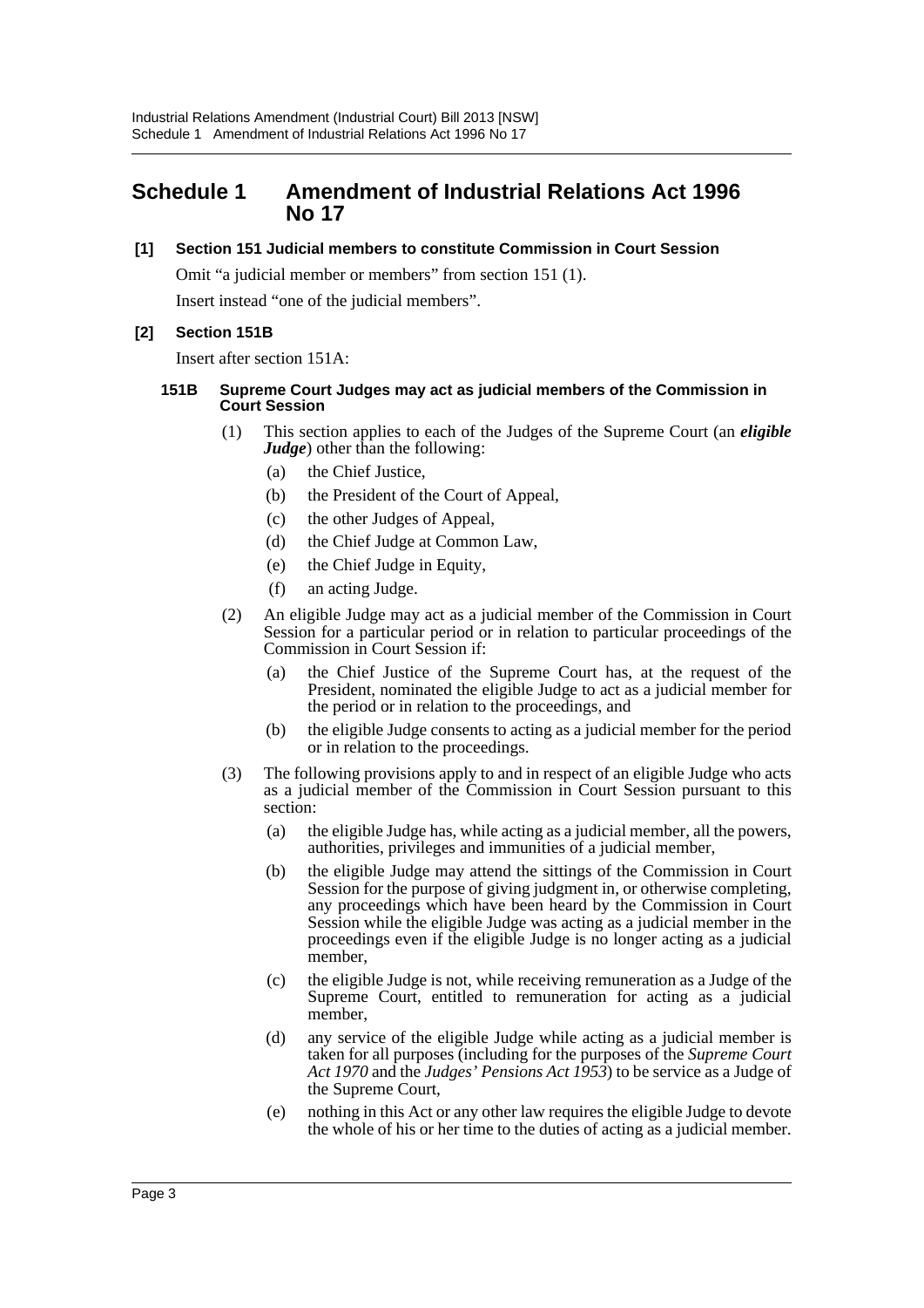# Schedule 1 Amendment of Industrial Relations Act 1996 No 17

**[1] Section 151 Judicial members to constitute Commission in Court Session**

Omit "a judicial member or members" from section 151 (1).

Insert instead "one of the judicial members".

**[2] Section 151B**

Insert after section 151A:

**151B Supreme Court Judges may act as judicial members of the Commission in Court Session**

(1) This section applies to each of the Judges of the Supreme Court (an ***eligible Judge***) other than the following:

- (a) the Chief Justice,
- (b) the President of the Court of Appeal,
- (c) the other Judges of Appeal,
- (d) the Chief Judge at Common Law,
- (e) the Chief Judge in Equity,
- (f) an acting Judge.

(2) An eligible Judge may act as a judicial member of the Commission in Court Session for a particular period or in relation to particular proceedings of the Commission in Court Session if:

- (a) the Chief Justice of the Supreme Court has, at the request of the President, nominated the eligible Judge to act as a judicial member for the period or in relation to the proceedings, and
- (b) the eligible Judge consents to acting as a judicial member for the period or in relation to the proceedings.

(3) The following provisions apply to and in respect of an eligible Judge who acts as a judicial member of the Commission in Court Session pursuant to this section:

- (a) the eligible Judge has, while acting as a judicial member, all the powers, authorities, privileges and immunities of a judicial member,
- (b) the eligible Judge may attend the sittings of the Commission in Court Session for the purpose of giving judgment in, or otherwise completing, any proceedings which have been heard by the Commission in Court Session while the eligible Judge was acting as a judicial member in the proceedings even if the eligible Judge is no longer acting as a judicial member,
- (c) the eligible Judge is not, while receiving remuneration as a Judge of the Supreme Court, entitled to remuneration for acting as a judicial member,
- (d) any service of the eligible Judge while acting as a judicial member is taken for all purposes (including for the purposes of the *Supreme Court Act 1970* and the *Judges' Pensions Act 1953*) to be service as a Judge of the Supreme Court,
- (e) nothing in this Act or any other law requires the eligible Judge to devote the whole of his or her time to the duties of acting as a judicial member.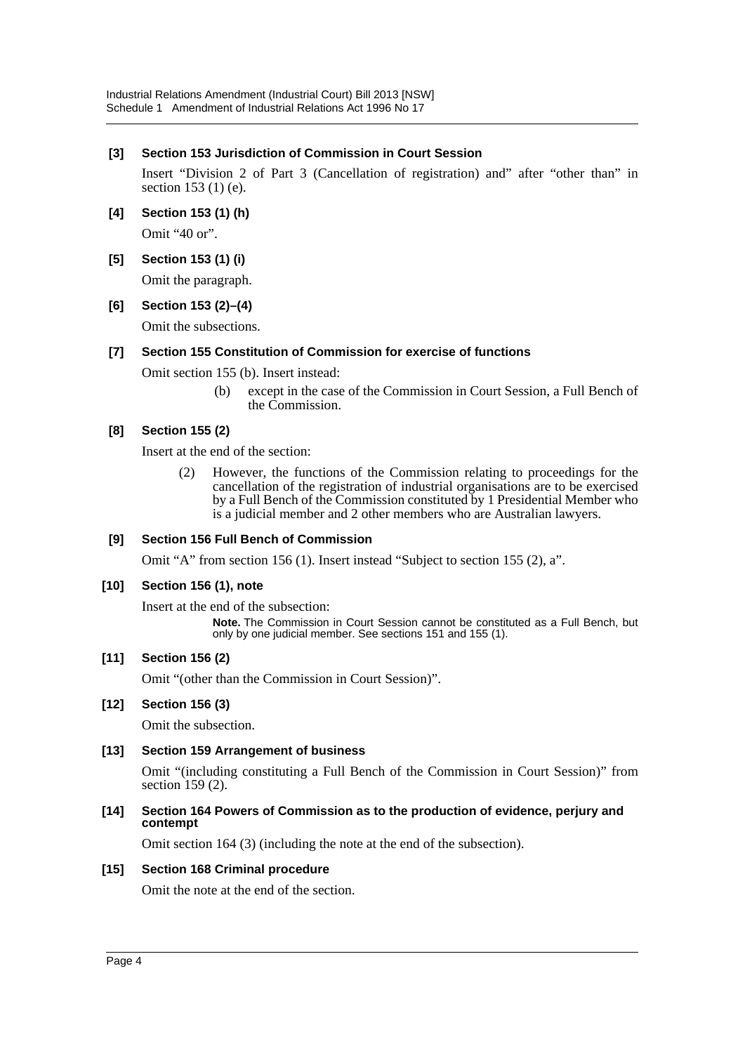**[3] Section 153 Jurisdiction of Commission in Court Session**

Insert "Division 2 of Part 3 (Cancellation of registration) and" after "other than" in section 153 (1) (e).

**[4] Section 153 (1) (h)**

Omit "40 or".

**[5] Section 153 (1) (i)**

Omit the paragraph.

**[6] Section 153 (2)–(4)**

Omit the subsections.

**[7] Section 155 Constitution of Commission for exercise of functions**

Omit section 155 (b). Insert instead:

> (b) except in the case of the Commission in Court Session, a Full Bench of the Commission.

**[8] Section 155 (2)**

Insert at the end of the section:

> (2) However, the functions of the Commission relating to proceedings for the cancellation of the registration of industrial organisations are to be exercised by a Full Bench of the Commission constituted by 1 Presidential Member who is a judicial member and 2 other members who are Australian lawyers.

**[9] Section 156 Full Bench of Commission**

Omit "A" from section 156 (1). Insert instead "Subject to section 155 (2), a".

**[10] Section 156 (1), note**

Insert at the end of the subsection:

> **Note.** The Commission in Court Session cannot be constituted as a Full Bench, but only by one judicial member. See sections 151 and 155 (1).

**[11] Section 156 (2)**

Omit "(other than the Commission in Court Session)".

**[12] Section 156 (3)**

Omit the subsection.

**[13] Section 159 Arrangement of business**

Omit "(including constituting a Full Bench of the Commission in Court Session)" from section 159 (2).

**[14] Section 164 Powers of Commission as to the production of evidence, perjury and contempt**

Omit section 164 (3) (including the note at the end of the subsection).

**[15] Section 168 Criminal procedure**

Omit the note at the end of the section.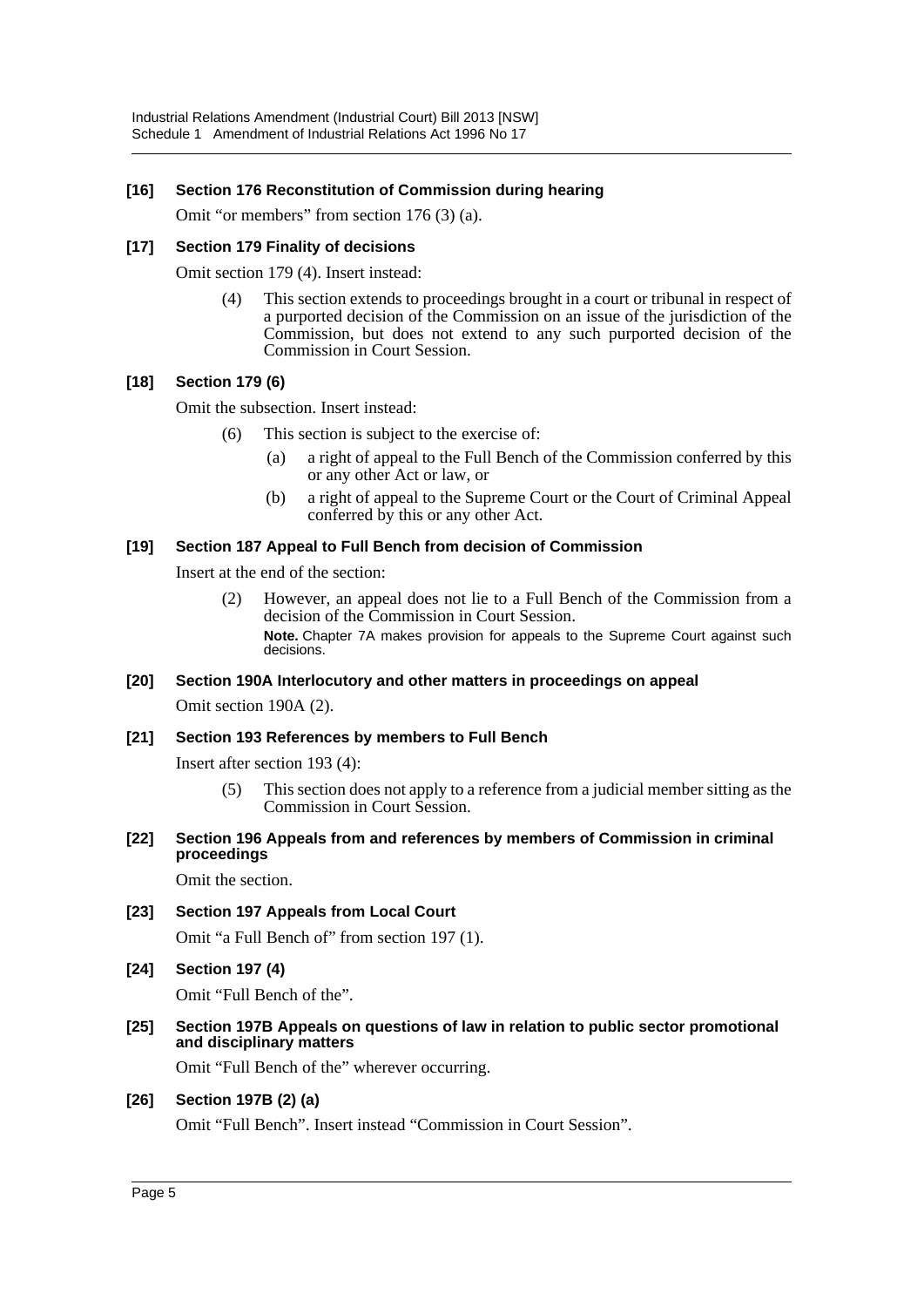### [16] Section 176 Reconstitution of Commission during hearing

Omit "or members" from section 176 (3) (a).

### [17] Section 179 Finality of decisions

Omit section 179 (4). Insert instead:

> (4) This section extends to proceedings brought in a court or tribunal in respect of a purported decision of the Commission on an issue of the jurisdiction of the Commission, but does not extend to any such purported decision of the Commission in Court Session.

### [18] Section 179 (6)

Omit the subsection. Insert instead:

> (6) This section is subject to the exercise of:
>
> (a) a right of appeal to the Full Bench of the Commission conferred by this or any other Act or law, or
>
> (b) a right of appeal to the Supreme Court or the Court of Criminal Appeal conferred by this or any other Act.

### [19] Section 187 Appeal to Full Bench from decision of Commission

Insert at the end of the section:

> (2) However, an appeal does not lie to a Full Bench of the Commission from a decision of the Commission in Court Session.
>
> **Note.** Chapter 7A makes provision for appeals to the Supreme Court against such decisions.

### [20] Section 190A Interlocutory and other matters in proceedings on appeal

Omit section 190A (2).

### [21] Section 193 References by members to Full Bench

Insert after section 193 (4):

> (5) This section does not apply to a reference from a judicial member sitting as the Commission in Court Session.

### [22] Section 196 Appeals from and references by members of Commission in criminal proceedings

Omit the section.

### [23] Section 197 Appeals from Local Court

Omit "a Full Bench of" from section 197 (1).

### [24] Section 197 (4)

Omit "Full Bench of the".

### [25] Section 197B Appeals on questions of law in relation to public sector promotional and disciplinary matters

Omit "Full Bench of the" wherever occurring.

### [26] Section 197B (2) (a)

Omit "Full Bench". Insert instead "Commission in Court Session".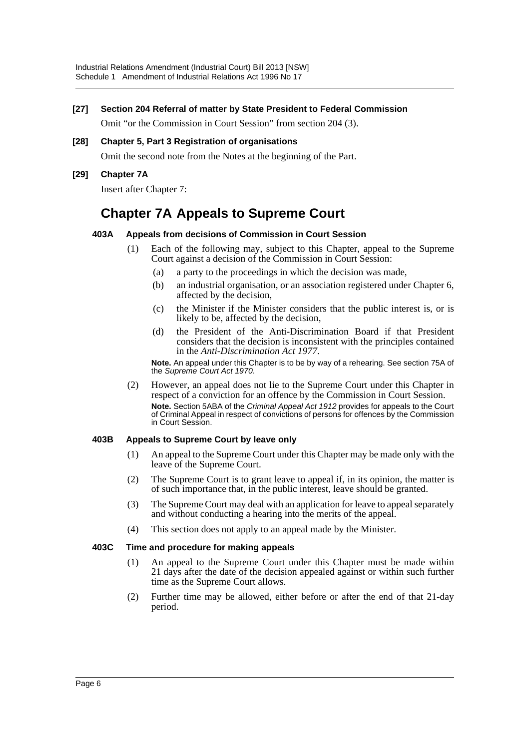**[27] Section 204 Referral of matter by State President to Federal Commission**

Omit "or the Commission in Court Session" from section 204 (3).

**[28] Chapter 5, Part 3 Registration of organisations**

Omit the second note from the Notes at the beginning of the Part.

**[29] Chapter 7A**

Insert after Chapter 7:

# Chapter 7A Appeals to Supreme Court

### 403A Appeals from decisions of Commission in Court Session

(1) Each of the following may, subject to this Chapter, appeal to the Supreme Court against a decision of the Commission in Court Session:

(a) a party to the proceedings in which the decision was made,

(b) an industrial organisation, or an association registered under Chapter 6, affected by the decision,

(c) the Minister if the Minister considers that the public interest is, or is likely to be, affected by the decision,

(d) the President of the Anti-Discrimination Board if that President considers that the decision is inconsistent with the principles contained in the *Anti-Discrimination Act 1977*.

**Note.** An appeal under this Chapter is to be by way of a rehearing. See section 75A of the *Supreme Court Act 1970*.

(2) However, an appeal does not lie to the Supreme Court under this Chapter in respect of a conviction for an offence by the Commission in Court Session.

**Note.** Section 5ABA of the *Criminal Appeal Act 1912* provides for appeals to the Court of Criminal Appeal in respect of convictions of persons for offences by the Commission in Court Session.

### 403B Appeals to Supreme Court by leave only

(1) An appeal to the Supreme Court under this Chapter may be made only with the leave of the Supreme Court.

(2) The Supreme Court is to grant leave to appeal if, in its opinion, the matter is of such importance that, in the public interest, leave should be granted.

(3) The Supreme Court may deal with an application for leave to appeal separately and without conducting a hearing into the merits of the appeal.

(4) This section does not apply to an appeal made by the Minister.

### 403C Time and procedure for making appeals

(1) An appeal to the Supreme Court under this Chapter must be made within 21 days after the date of the decision appealed against or within such further time as the Supreme Court allows.

(2) Further time may be allowed, either before or after the end of that 21-day period.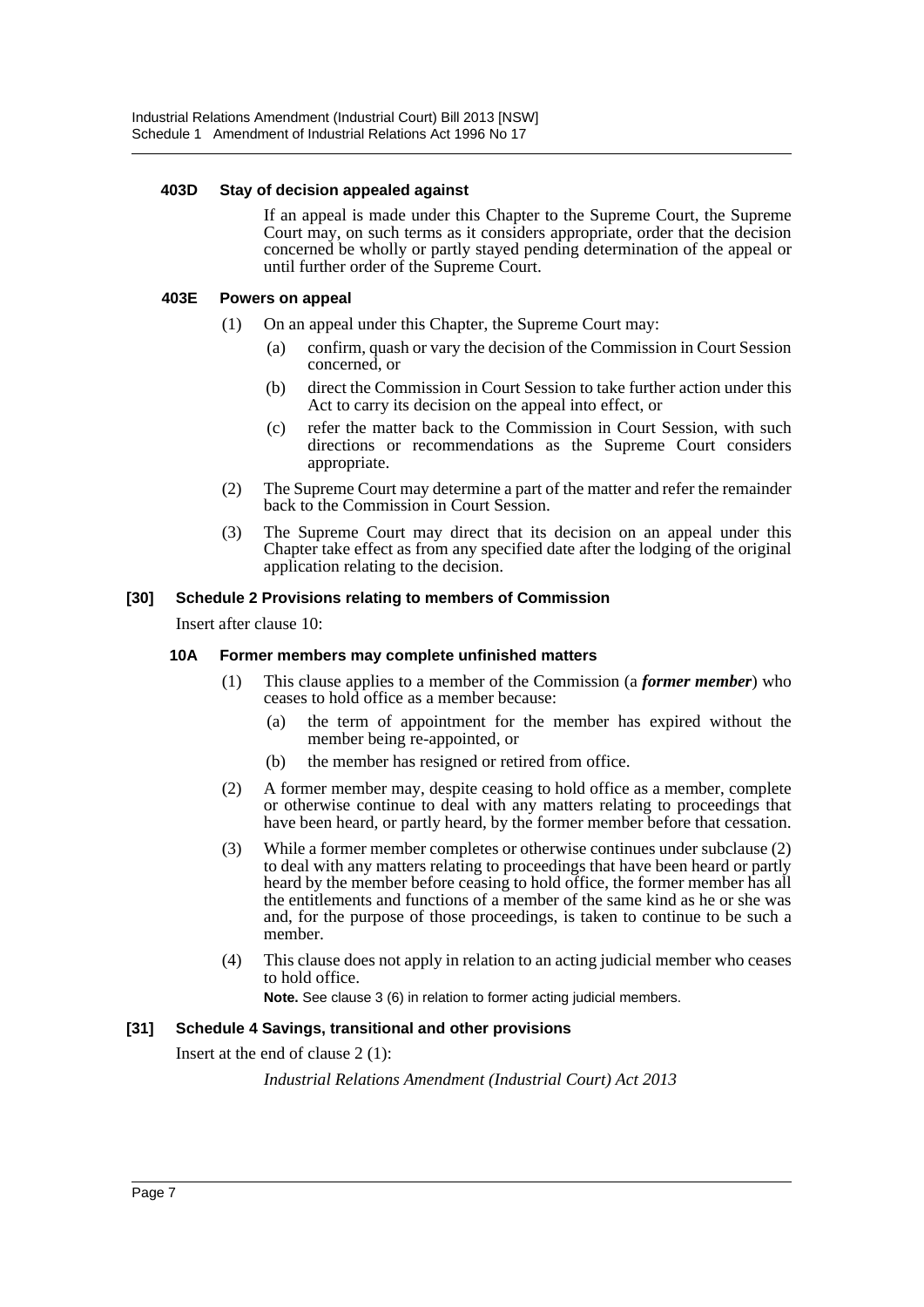#### 403D Stay of decision appealed against

If an appeal is made under this Chapter to the Supreme Court, the Supreme Court may, on such terms as it considers appropriate, order that the decision concerned be wholly or partly stayed pending determination of the appeal or until further order of the Supreme Court.

#### 403E Powers on appeal

(1) On an appeal under this Chapter, the Supreme Court may:

(a) confirm, quash or vary the decision of the Commission in Court Session concerned, or

(b) direct the Commission in Court Session to take further action under this Act to carry its decision on the appeal into effect, or

(c) refer the matter back to the Commission in Court Session, with such directions or recommendations as the Supreme Court considers appropriate.

(2) The Supreme Court may determine a part of the matter and refer the remainder back to the Commission in Court Session.

(3) The Supreme Court may direct that its decision on an appeal under this Chapter take effect as from any specified date after the lodging of the original application relating to the decision.

### [30] Schedule 2 Provisions relating to members of Commission

Insert after clause 10:

#### 10A Former members may complete unfinished matters

(1) This clause applies to a member of the Commission (a ***former member***) who ceases to hold office as a member because:

(a) the term of appointment for the member has expired without the member being re-appointed, or

(b) the member has resigned or retired from office.

(2) A former member may, despite ceasing to hold office as a member, complete or otherwise continue to deal with any matters relating to proceedings that have been heard, or partly heard, by the former member before that cessation.

(3) While a former member completes or otherwise continues under subclause (2) to deal with any matters relating to proceedings that have been heard or partly heard by the member before ceasing to hold office, the former member has all the entitlements and functions of a member of the same kind as he or she was and, for the purpose of those proceedings, is taken to continue to be such a member.

(4) This clause does not apply in relation to an acting judicial member who ceases to hold office.

**Note.** See clause 3 (6) in relation to former acting judicial members.

### [31] Schedule 4 Savings, transitional and other provisions

Insert at the end of clause 2 (1):

*Industrial Relations Amendment (Industrial Court) Act 2013*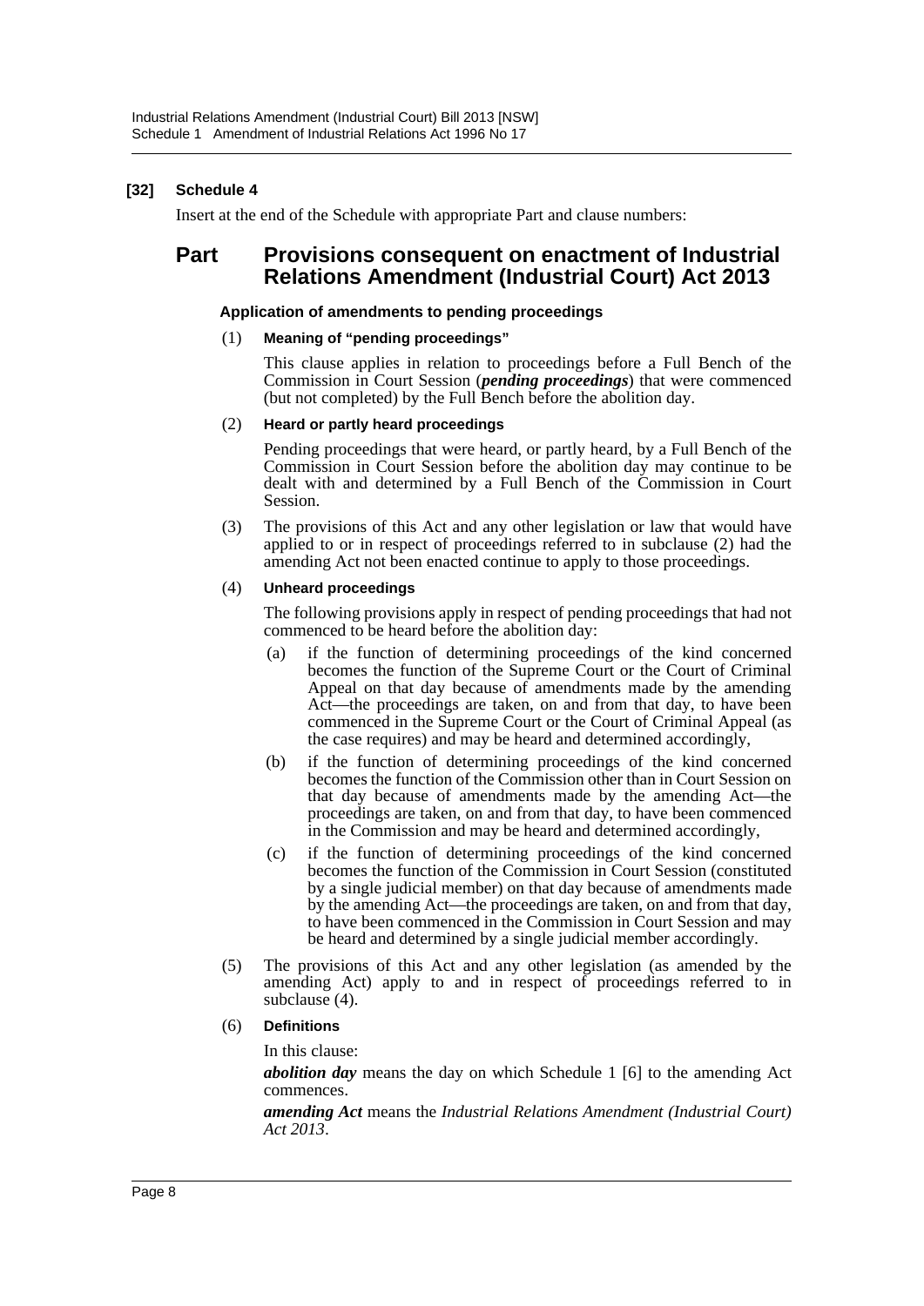**[32] Schedule 4**

Insert at the end of the Schedule with appropriate Part and clause numbers:

## Part Provisions consequent on enactment of Industrial Relations Amendment (Industrial Court) Act 2013

#### Application of amendments to pending proceedings

(1) **Meaning of "pending proceedings"**

This clause applies in relation to proceedings before a Full Bench of the Commission in Court Session (***pending proceedings***) that were commenced (but not completed) by the Full Bench before the abolition day.

(2) **Heard or partly heard proceedings**

Pending proceedings that were heard, or partly heard, by a Full Bench of the Commission in Court Session before the abolition day may continue to be dealt with and determined by a Full Bench of the Commission in Court Session.

(3) The provisions of this Act and any other legislation or law that would have applied to or in respect of proceedings referred to in subclause (2) had the amending Act not been enacted continue to apply to those proceedings.

(4) **Unheard proceedings**

The following provisions apply in respect of pending proceedings that had not commenced to be heard before the abolition day:

(a) if the function of determining proceedings of the kind concerned becomes the function of the Supreme Court or the Court of Criminal Appeal on that day because of amendments made by the amending Act—the proceedings are taken, on and from that day, to have been commenced in the Supreme Court or the Court of Criminal Appeal (as the case requires) and may be heard and determined accordingly,

(b) if the function of determining proceedings of the kind concerned becomes the function of the Commission other than in Court Session on that day because of amendments made by the amending Act—the proceedings are taken, on and from that day, to have been commenced in the Commission and may be heard and determined accordingly,

(c) if the function of determining proceedings of the kind concerned becomes the function of the Commission in Court Session (constituted by a single judicial member) on that day because of amendments made by the amending Act—the proceedings are taken, on and from that day, to have been commenced in the Commission in Court Session and may be heard and determined by a single judicial member accordingly.

(5) The provisions of this Act and any other legislation (as amended by the amending Act) apply to and in respect of proceedings referred to in subclause (4).

(6) **Definitions**

In this clause:

***abolition day*** means the day on which Schedule 1 [6] to the amending Act commences.

***amending Act*** means the *Industrial Relations Amendment (Industrial Court) Act 2013*.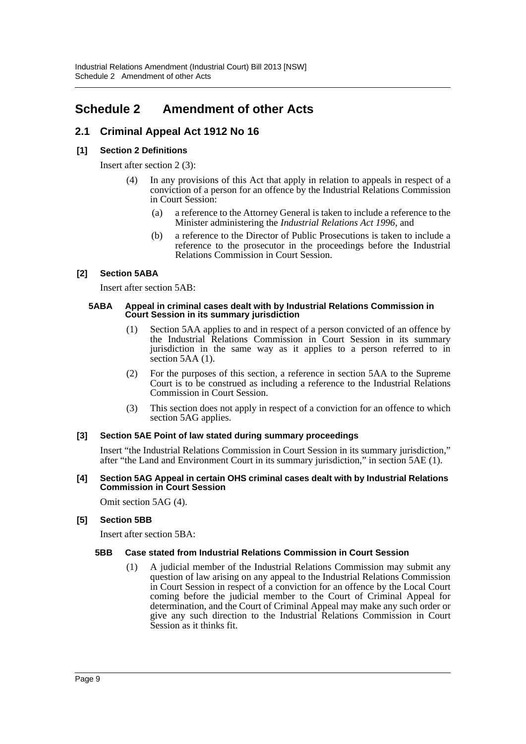# Schedule 2 Amendment of other Acts

## 2.1 Criminal Appeal Act 1912 No 16

### [1] Section 2 Definitions

Insert after section 2 (3):

> (4) In any provisions of this Act that apply in relation to appeals in respect of a conviction of a person for an offence by the Industrial Relations Commission in Court Session:
>
> (a) a reference to the Attorney General is taken to include a reference to the Minister administering the *Industrial Relations Act 1996*, and
>
> (b) a reference to the Director of Public Prosecutions is taken to include a reference to the prosecutor in the proceedings before the Industrial Relations Commission in Court Session.

### [2] Section 5ABA

Insert after section 5AB:

> **5ABA Appeal in criminal cases dealt with by Industrial Relations Commission in Court Session in its summary jurisdiction**
>
> (1) Section 5AA applies to and in respect of a person convicted of an offence by the Industrial Relations Commission in Court Session in its summary jurisdiction in the same way as it applies to a person referred to in section 5AA (1).
>
> (2) For the purposes of this section, a reference in section 5AA to the Supreme Court is to be construed as including a reference to the Industrial Relations Commission in Court Session.
>
> (3) This section does not apply in respect of a conviction for an offence to which section 5AG applies.

### [3] Section 5AE Point of law stated during summary proceedings

Insert "the Industrial Relations Commission in Court Session in its summary jurisdiction," after "the Land and Environment Court in its summary jurisdiction," in section 5AE (1).

### [4] Section 5AG Appeal in certain OHS criminal cases dealt with by Industrial Relations Commission in Court Session

Omit section 5AG (4).

### [5] Section 5BB

Insert after section 5BA:

> **5BB Case stated from Industrial Relations Commission in Court Session**
>
> (1) A judicial member of the Industrial Relations Commission may submit any question of law arising on any appeal to the Industrial Relations Commission in Court Session in respect of a conviction for an offence by the Local Court coming before the judicial member to the Court of Criminal Appeal for determination, and the Court of Criminal Appeal may make any such order or give any such direction to the Industrial Relations Commission in Court Session as it thinks fit.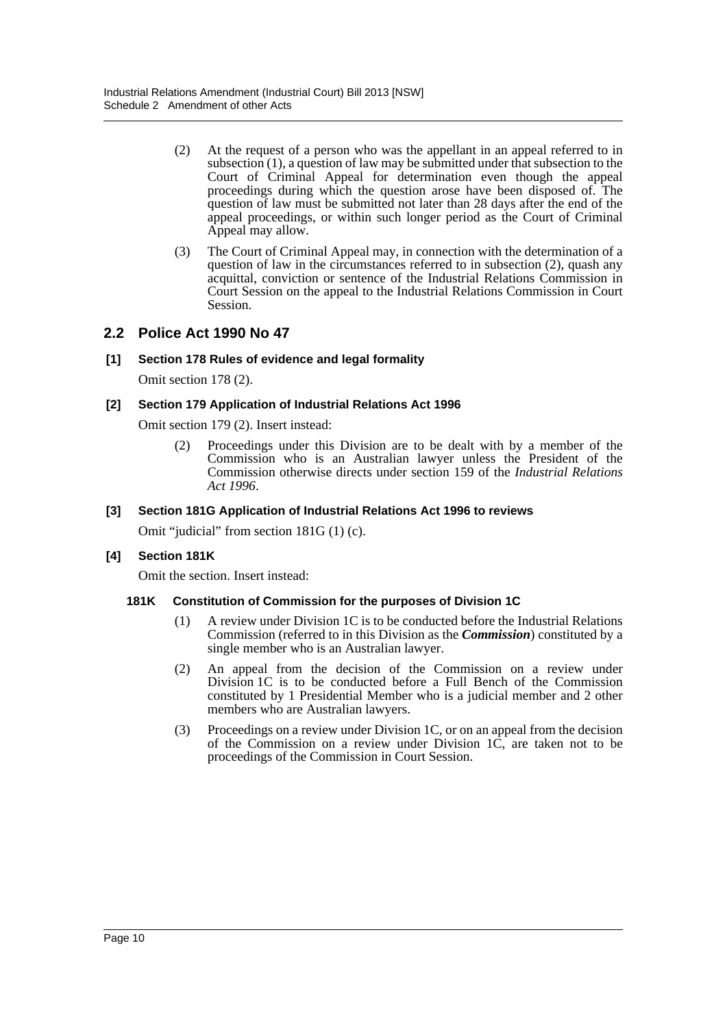(2) At the request of a person who was the appellant in an appeal referred to in subsection (1), a question of law may be submitted under that subsection to the Court of Criminal Appeal for determination even though the appeal proceedings during which the question arose have been disposed of. The question of law must be submitted not later than 28 days after the end of the appeal proceedings, or within such longer period as the Court of Criminal Appeal may allow.

(3) The Court of Criminal Appeal may, in connection with the determination of a question of law in the circumstances referred to in subsection (2), quash any acquittal, conviction or sentence of the Industrial Relations Commission in Court Session on the appeal to the Industrial Relations Commission in Court Session.

## 2.2 Police Act 1990 No 47

### [1] Section 178 Rules of evidence and legal formality

Omit section 178 (2).

### [2] Section 179 Application of Industrial Relations Act 1996

Omit section 179 (2). Insert instead:

(2) Proceedings under this Division are to be dealt with by a member of the Commission who is an Australian lawyer unless the President of the Commission otherwise directs under section 159 of the *Industrial Relations Act 1996*.

### [3] Section 181G Application of Industrial Relations Act 1996 to reviews

Omit "judicial" from section 181G (1) (c).

### [4] Section 181K

Omit the section. Insert instead:

#### 181K Constitution of Commission for the purposes of Division 1C

(1) A review under Division 1C is to be conducted before the Industrial Relations Commission (referred to in this Division as the ***Commission***) constituted by a single member who is an Australian lawyer.

(2) An appeal from the decision of the Commission on a review under Division 1C is to be conducted before a Full Bench of the Commission constituted by 1 Presidential Member who is a judicial member and 2 other members who are Australian lawyers.

(3) Proceedings on a review under Division 1C, or on an appeal from the decision of the Commission on a review under Division 1C, are taken not to be proceedings of the Commission in Court Session.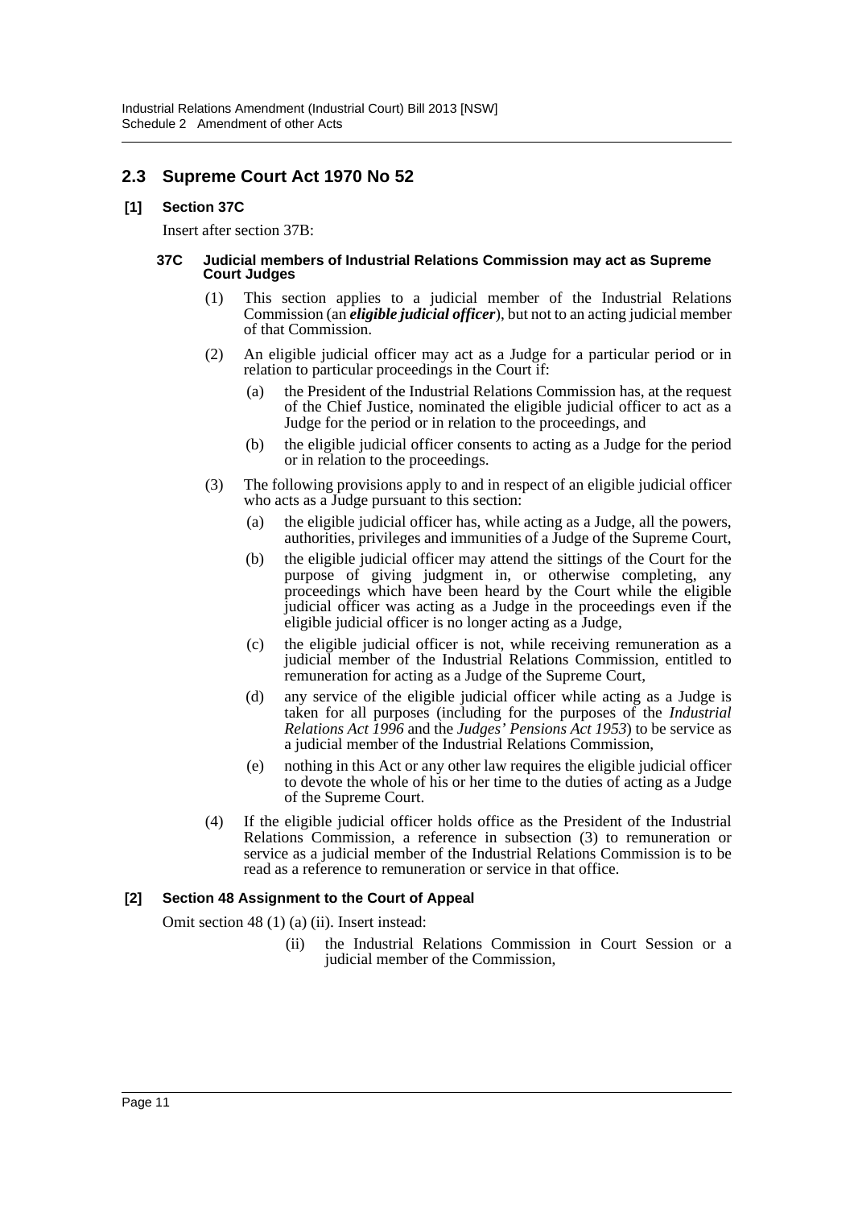## 2.3 Supreme Court Act 1970 No 52

### [1] Section 37C

Insert after section 37B:

#### 37C Judicial members of Industrial Relations Commission may act as Supreme Court Judges

(1) This section applies to a judicial member of the Industrial Relations Commission (an ***eligible judicial officer***), but not to an acting judicial member of that Commission.

(2) An eligible judicial officer may act as a Judge for a particular period or in relation to particular proceedings in the Court if:

(a) the President of the Industrial Relations Commission has, at the request of the Chief Justice, nominated the eligible judicial officer to act as a Judge for the period or in relation to the proceedings, and

(b) the eligible judicial officer consents to acting as a Judge for the period or in relation to the proceedings.

(3) The following provisions apply to and in respect of an eligible judicial officer who acts as a Judge pursuant to this section:

(a) the eligible judicial officer has, while acting as a Judge, all the powers, authorities, privileges and immunities of a Judge of the Supreme Court,

(b) the eligible judicial officer may attend the sittings of the Court for the purpose of giving judgment in, or otherwise completing, any proceedings which have been heard by the Court while the eligible judicial officer was acting as a Judge in the proceedings even if the eligible judicial officer is no longer acting as a Judge,

(c) the eligible judicial officer is not, while receiving remuneration as a judicial member of the Industrial Relations Commission, entitled to remuneration for acting as a Judge of the Supreme Court,

(d) any service of the eligible judicial officer while acting as a Judge is taken for all purposes (including for the purposes of the *Industrial Relations Act 1996* and the *Judges' Pensions Act 1953*) to be service as a judicial member of the Industrial Relations Commission,

(e) nothing in this Act or any other law requires the eligible judicial officer to devote the whole of his or her time to the duties of acting as a Judge of the Supreme Court.

(4) If the eligible judicial officer holds office as the President of the Industrial Relations Commission, a reference in subsection (3) to remuneration or service as a judicial member of the Industrial Relations Commission is to be read as a reference to remuneration or service in that office.

### [2] Section 48 Assignment to the Court of Appeal

Omit section 48 (1) (a) (ii). Insert instead:

(ii) the Industrial Relations Commission in Court Session or a judicial member of the Commission,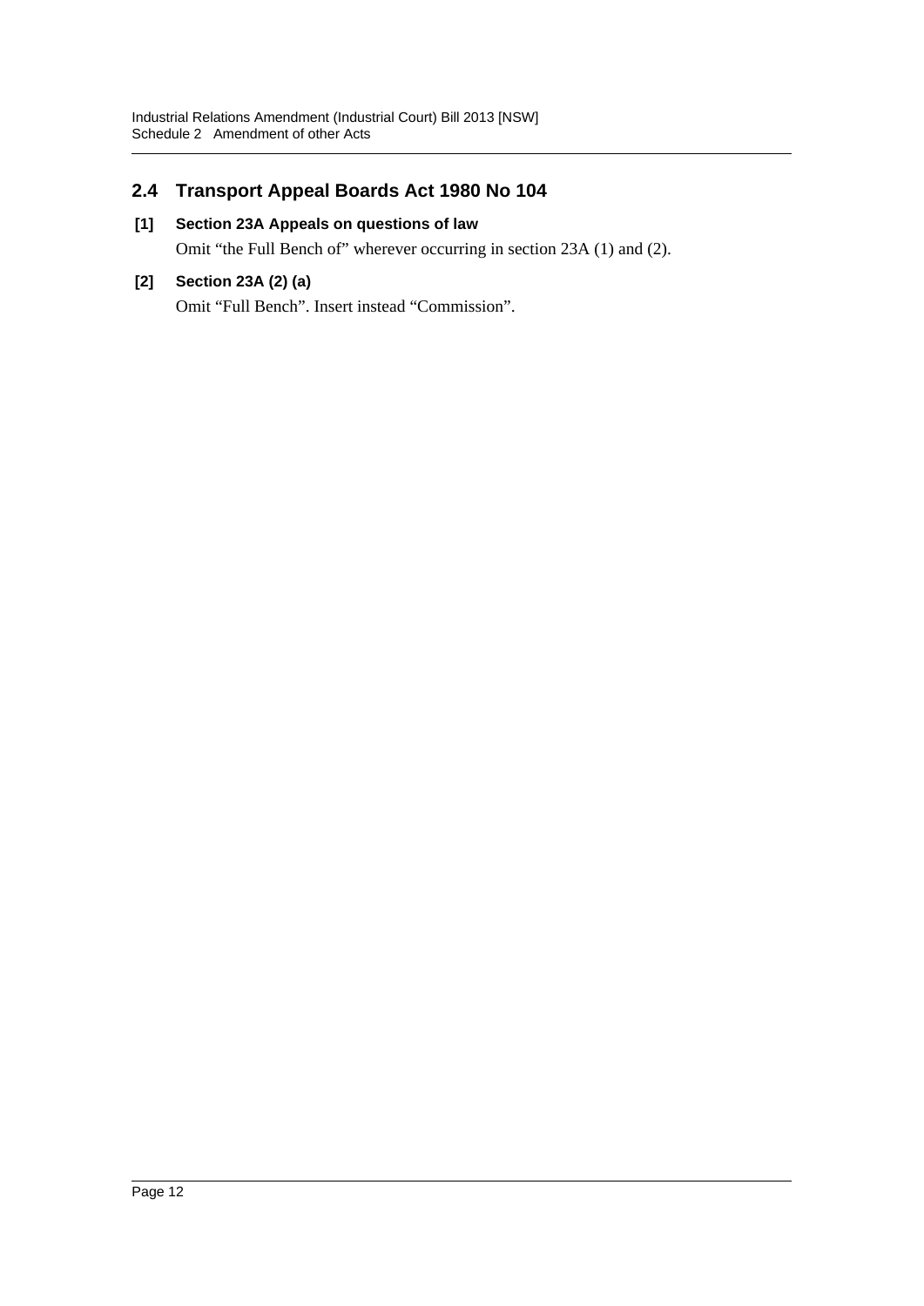## 2.4 Transport Appeal Boards Act 1980 No 104

### [1] Section 23A Appeals on questions of law

Omit "the Full Bench of" wherever occurring in section 23A (1) and (2).

### [2] Section 23A (2) (a)

Omit "Full Bench". Insert instead "Commission".